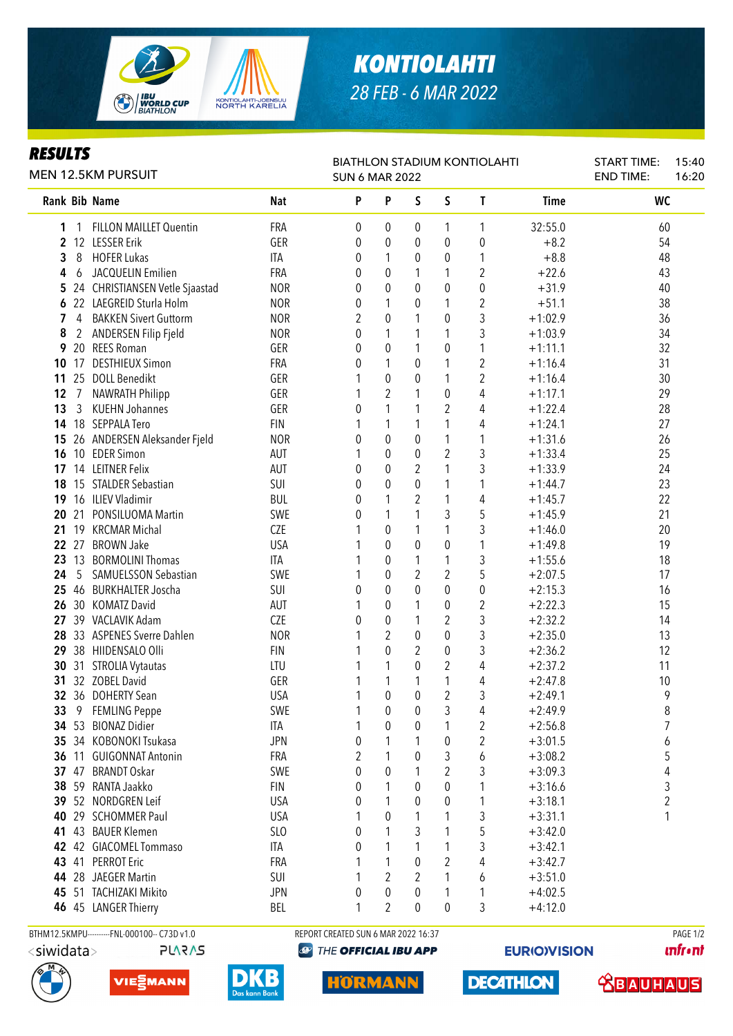# KONTIOLAHTI

28 FEB - 6 MAR 2022

## RESULTS

MEN 12.5KM PURSUIT

BIATHLON STADIUM KONTIOLAHTI
SUN 6 MAR 2022

START TIME: 15:40
END TIME: 16:20

| Rank | Bib | Name | Nat | P | P | S | S | T | Time | WC |
|---|---|---|---|---|---|---|---|---|---|---|
| 1 | 1 | FILLON MAILLET Quentin | FRA | 0 | 0 | 0 | 1 | 1 | 32:55.0 | 60 |
| 2 | 12 | LESSER Erik | GER | 0 | 0 | 0 | 0 | 0 | +8.2 | 54 |
| 3 | 8 | HOFER Lukas | ITA | 0 | 1 | 0 | 0 | 1 | +8.8 | 48 |
| 4 | 6 | JACQUELIN Emilien | FRA | 0 | 0 | 1 | 1 | 2 | +22.6 | 43 |
| 5 | 24 | CHRISTIANSEN Vetle Sjaastad | NOR | 0 | 0 | 0 | 0 | 0 | +31.9 | 40 |
| 6 | 22 | LAEGREID Sturla Holm | NOR | 0 | 1 | 0 | 1 | 2 | +51.1 | 38 |
| 7 | 4 | BAKKEN Sivert Guttorm | NOR | 2 | 0 | 1 | 0 | 3 | +1:02.9 | 36 |
| 8 | 2 | ANDERSEN Filip Fjeld | NOR | 0 | 1 | 1 | 1 | 3 | +1:03.9 | 34 |
| 9 | 20 | REES Roman | GER | 0 | 0 | 1 | 0 | 1 | +1:11.1 | 32 |
| 10 | 17 | DESTHIEUX Simon | FRA | 0 | 1 | 0 | 1 | 2 | +1:16.4 | 31 |
| 11 | 25 | DOLL Benedikt | GER | 1 | 0 | 0 | 1 | 2 | +1:16.4 | 30 |
| 12 | 7 | NAWRATH Philipp | GER | 1 | 2 | 1 | 0 | 4 | +1:17.1 | 29 |
| 13 | 3 | KUEHN Johannes | GER | 0 | 1 | 1 | 2 | 4 | +1:22.4 | 28 |
| 14 | 18 | SEPPALA Tero | FIN | 1 | 1 | 1 | 1 | 4 | +1:24.1 | 27 |
| 15 | 26 | ANDERSEN Aleksander Fjeld | NOR | 0 | 0 | 0 | 1 | 1 | +1:31.6 | 26 |
| 16 | 10 | EDER Simon | AUT | 1 | 0 | 0 | 2 | 3 | +1:33.4 | 25 |
| 17 | 14 | LEITNER Felix | AUT | 0 | 0 | 2 | 1 | 3 | +1:33.9 | 24 |
| 18 | 15 | STALDER Sebastian | SUI | 0 | 0 | 0 | 1 | 1 | +1:44.7 | 23 |
| 19 | 16 | ILIEV Vladimir | BUL | 0 | 1 | 2 | 1 | 4 | +1:45.7 | 22 |
| 20 | 21 | PONSILUOMA Martin | SWE | 0 | 1 | 1 | 3 | 5 | +1:45.9 | 21 |
| 21 | 19 | KRCMAR Michal | CZE | 1 | 0 | 1 | 1 | 3 | +1:46.0 | 20 |
| 22 | 27 | BROWN Jake | USA | 1 | 0 | 0 | 0 | 1 | +1:49.8 | 19 |
| 23 | 13 | BORMOLINI Thomas | ITA | 1 | 0 | 1 | 1 | 3 | +1:55.6 | 18 |
| 24 | 5 | SAMUELSSON Sebastian | SWE | 1 | 0 | 2 | 2 | 5 | +2:07.5 | 17 |
| 25 | 46 | BURKHALTER Joscha | SUI | 0 | 0 | 0 | 0 | 0 | +2:15.3 | 16 |
| 26 | 30 | KOMATZ David | AUT | 1 | 0 | 1 | 0 | 2 | +2:22.3 | 15 |
| 27 | 39 | VACLAVIK Adam | CZE | 0 | 0 | 1 | 2 | 3 | +2:32.2 | 14 |
| 28 | 33 | ASPENES Sverre Dahlen | NOR | 1 | 2 | 0 | 0 | 3 | +2:35.0 | 13 |
| 29 | 38 | HIIDENSALO Olli | FIN | 1 | 0 | 2 | 0 | 3 | +2:36.2 | 12 |
| 30 | 31 | STROLIA Vytautas | LTU | 1 | 1 | 0 | 2 | 4 | +2:37.2 | 11 |
| 31 | 32 | ZOBEL David | GER | 1 | 1 | 1 | 1 | 4 | +2:47.8 | 10 |
| 32 | 36 | DOHERTY Sean | USA | 1 | 0 | 0 | 2 | 3 | +2:49.1 | 9 |
| 33 | 9 | FEMLING Peppe | SWE | 1 | 0 | 0 | 3 | 4 | +2:49.9 | 8 |
| 34 | 53 | BIONAZ Didier | ITA | 1 | 0 | 0 | 1 | 2 | +2:56.8 | 7 |
| 35 | 34 | KOBONOKI Tsukasa | JPN | 0 | 1 | 1 | 0 | 2 | +3:01.5 | 6 |
| 36 | 11 | GUIGONNAT Antonin | FRA | 2 | 1 | 0 | 3 | 6 | +3:08.2 | 5 |
| 37 | 47 | BRANDT Oskar | SWE | 0 | 0 | 1 | 2 | 3 | +3:09.3 | 4 |
| 38 | 59 | RANTA Jaakko | FIN | 0 | 1 | 0 | 0 | 1 | +3:16.6 | 3 |
| 39 | 52 | NORDGREN Leif | USA | 0 | 1 | 0 | 0 | 1 | +3:18.1 | 2 |
| 40 | 29 | SCHOMMER Paul | USA | 1 | 0 | 1 | 1 | 3 | +3:31.1 | 1 |
| 41 | 43 | BAUER Klemen | SLO | 0 | 1 | 3 | 1 | 5 | +3:42.0 | |
| 42 | 42 | GIACOMEL Tommaso | ITA | 0 | 1 | 1 | 1 | 3 | +3:42.1 | |
| 43 | 41 | PERROT Eric | FRA | 1 | 1 | 0 | 2 | 4 | +3:42.7 | |
| 44 | 28 | JAEGER Martin | SUI | 1 | 2 | 2 | 1 | 6 | +3:51.0 | |
| 45 | 51 | TACHIZAKI Mikito | JPN | 0 | 0 | 0 | 1 | 1 | +4:02.5 | |
| 46 | 45 | LANGER Thierry | BEL | 1 | 2 | 0 | 0 | 3 | +4:12.0 | |

BTHM12.5KMPU----------FNL-000100-- C73D v1.0 REPORT CREATED SUN 6 MAR 2022 16:37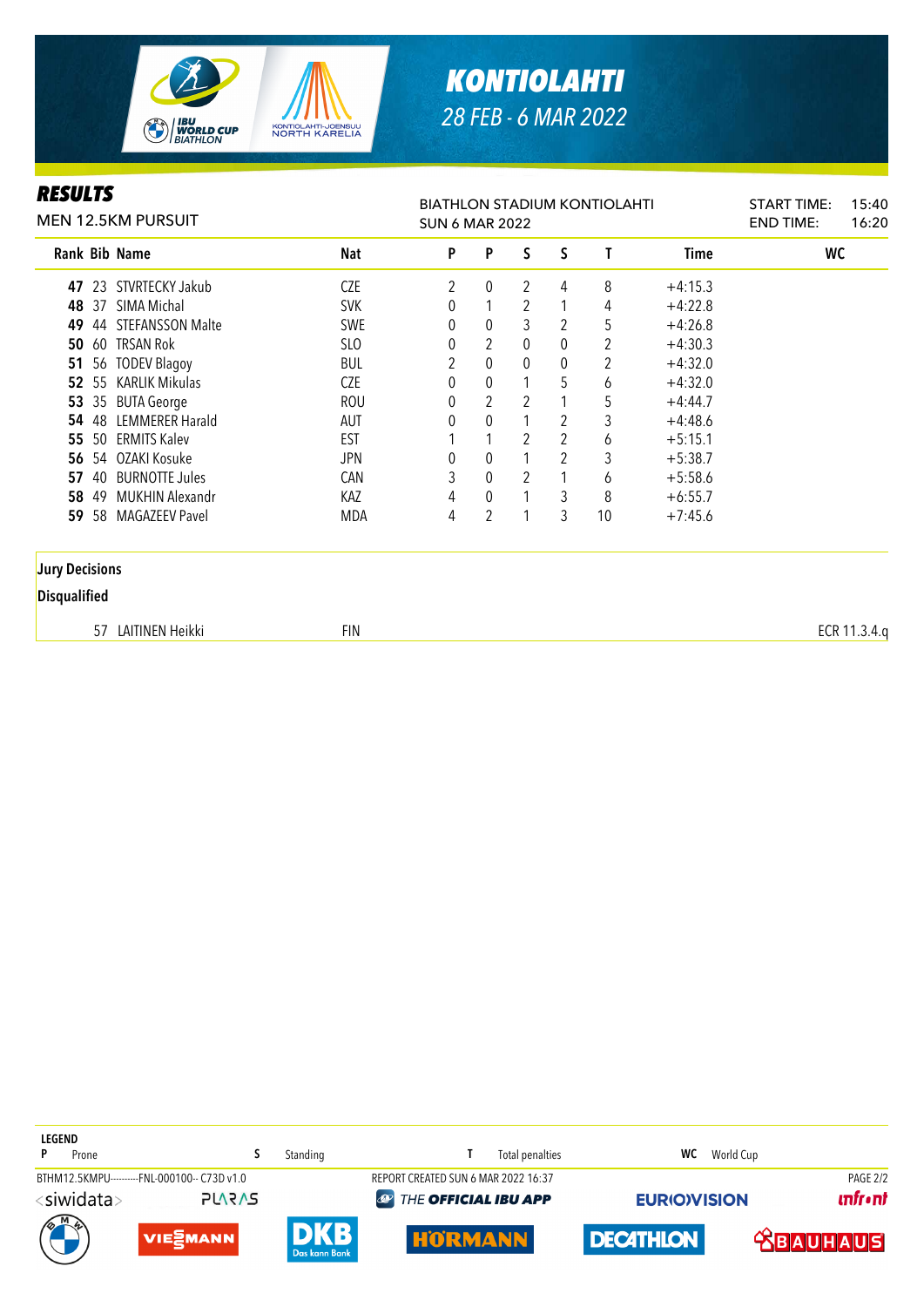# KONTIOLAHTI

28 FEB - 6 MAR 2022

## RESULTS

MEN 12.5KM PURSUIT

BIATHLON STADIUM KONTIOLAHTI
SUN 6 MAR 2022

START TIME: 15:40
END TIME: 16:20

| Rank | Bib | Name | Nat | P | P | S | S | T | Time | WC |
|---|---|---|---|---|---|---|---|---|---|---|
| **47** | 23 | STVRTECKY Jakub | CZE | 2 | 0 | 2 | 4 | 8 | +4:15.3 | |
| **48** | 37 | SIMA Michal | SVK | 0 | 1 | 2 | 1 | 4 | +4:22.8 | |
| **49** | 44 | STEFANSSON Malte | SWE | 0 | 0 | 3 | 2 | 5 | +4:26.8 | |
| **50** | 60 | TRSAN Rok | SLO | 0 | 2 | 0 | 0 | 2 | +4:30.3 | |
| **51** | 56 | TODEV Blagoy | BUL | 2 | 0 | 0 | 0 | 2 | +4:32.0 | |
| **52** | 55 | KARLIK Mikulas | CZE | 0 | 0 | 1 | 5 | 6 | +4:32.0 | |
| **53** | 35 | BUTA George | ROU | 0 | 2 | 2 | 1 | 5 | +4:44.7 | |
| **54** | 48 | LEMMERER Harald | AUT | 0 | 0 | 1 | 2 | 3 | +4:48.6 | |
| **55** | 50 | ERMITS Kalev | EST | 1 | 1 | 2 | 2 | 6 | +5:15.1 | |
| **56** | 54 | OZAKI Kosuke | JPN | 0 | 0 | 1 | 2 | 3 | +5:38.7 | |
| **57** | 40 | BURNOTTE Jules | CAN | 3 | 0 | 2 | 1 | 6 | +5:58.6 | |
| **58** | 49 | MUKHIN Alexandr | KAZ | 4 | 0 | 1 | 3 | 8 | +6:55.7 | |
| **59** | 58 | MAGAZEEV Pavel | MDA | 4 | 2 | 1 | 3 | 10 | +7:45.6 | |

### Jury Decisions

**Disqualified**

| Bib | Name | Nat | Rule |
|---|---|---|---|
| 57 | LAITINEN Heikki | FIN | ECR 11.3.4.q |

**LEGEND**
P Prone · S Standing · T Total penalties · WC World Cup

BTHM12.5KMPU----------FNL-000100-- C73D v1.0
REPORT CREATED SUN 6 MAR 2022 16:37